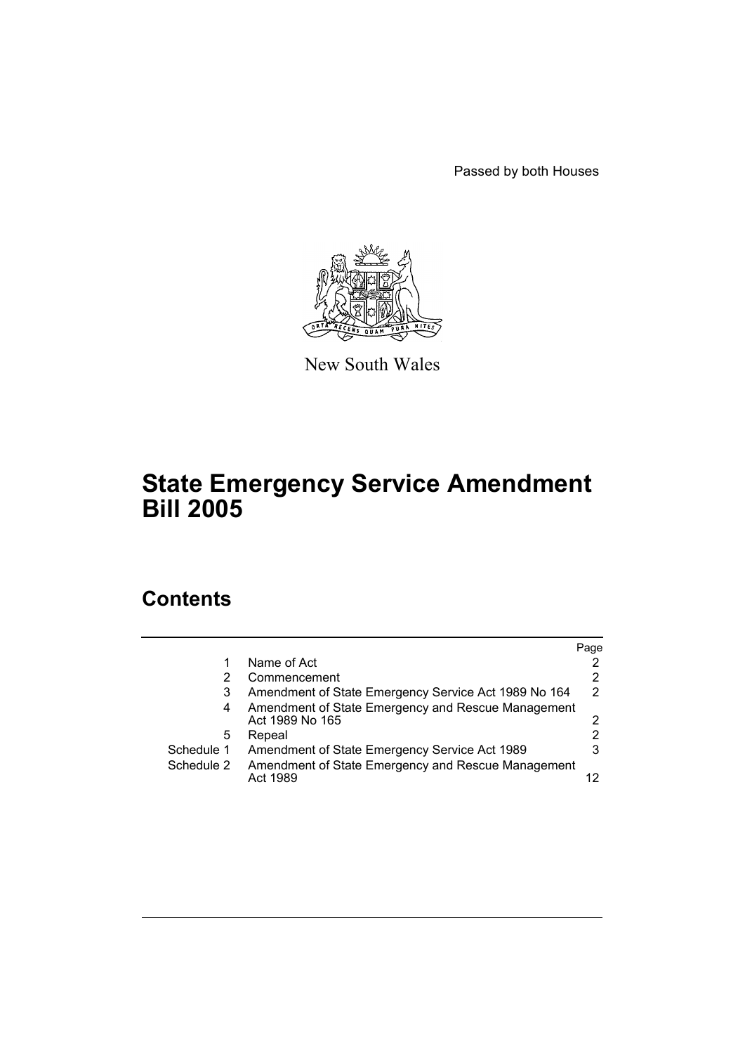Passed by both Houses

New South Wales

# State Emergency Service Amendment Bill 2005

## Contents

| | | Page |
|---|---|---|
| 1 | Name of Act | 2 |
| 2 | Commencement | 2 |
| 3 | Amendment of State Emergency Service Act 1989 No 164 | 2 |
| 4 | Amendment of State Emergency and Rescue Management Act 1989 No 165 | 2 |
| 5 | Repeal | 2 |
| Schedule 1 | Amendment of State Emergency Service Act 1989 | 3 |
| Schedule 2 | Amendment of State Emergency and Rescue Management Act 1989 | 12 |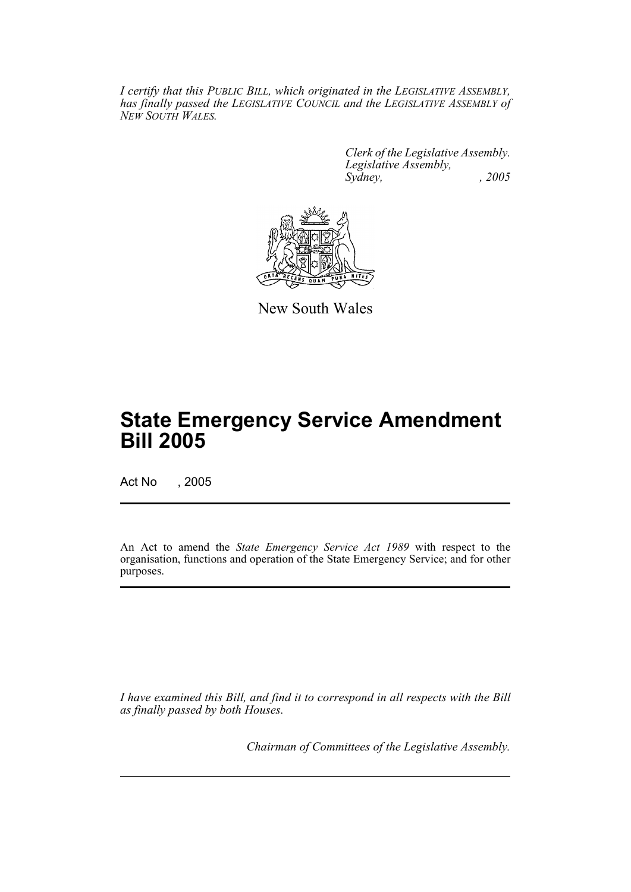*I certify that this PUBLIC BILL, which originated in the LEGISLATIVE ASSEMBLY, has finally passed the LEGISLATIVE COUNCIL and the LEGISLATIVE ASSEMBLY of NEW SOUTH WALES.*

*Clerk of the Legislative Assembly.*
*Legislative Assembly,*
*Sydney, , 2005*

New South Wales

# State Emergency Service Amendment Bill 2005

Act No , 2005

An Act to amend the *State Emergency Service Act 1989* with respect to the organisation, functions and operation of the State Emergency Service; and for other purposes.

*I have examined this Bill, and find it to correspond in all respects with the Bill as finally passed by both Houses.*

*Chairman of Committees of the Legislative Assembly.*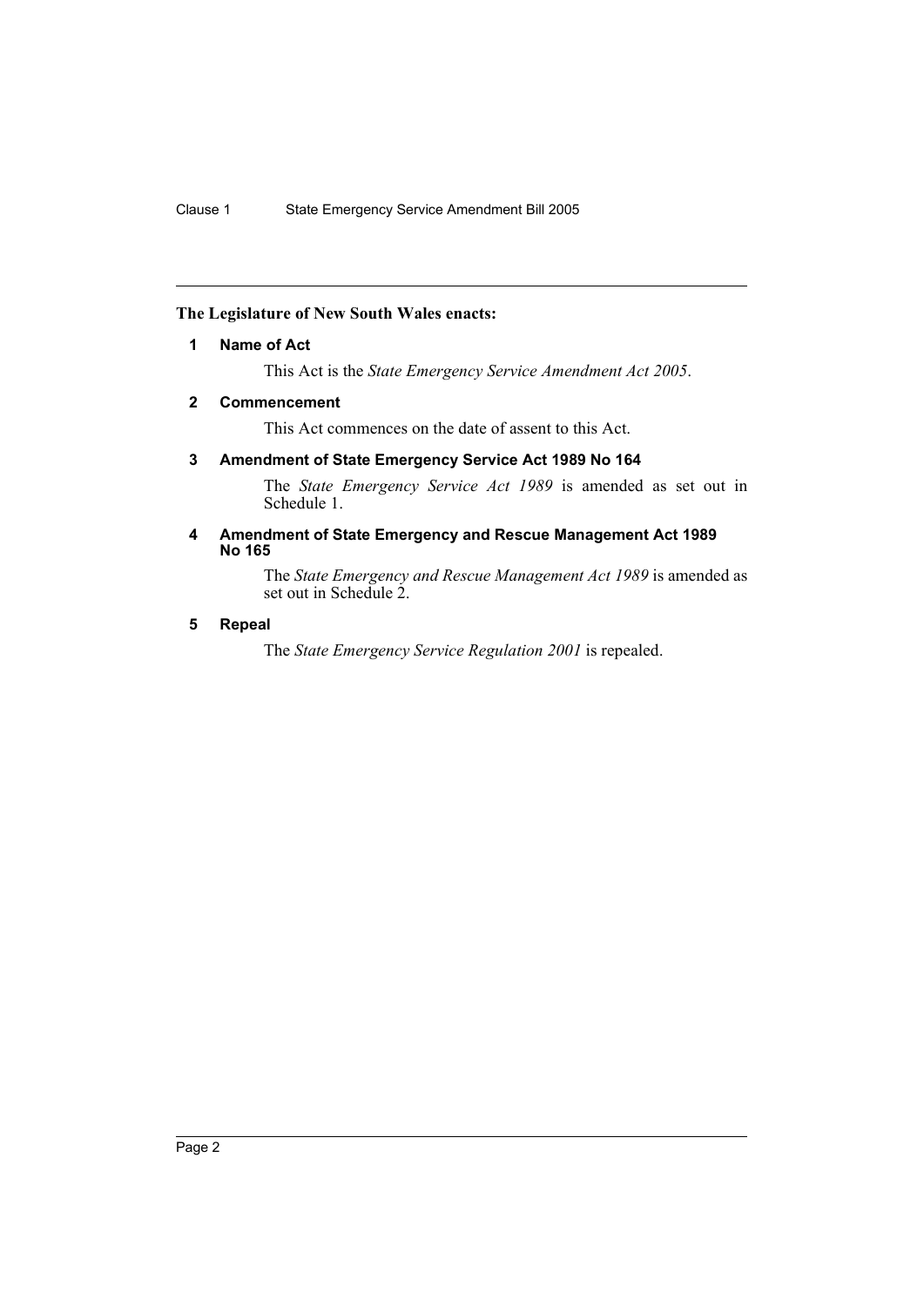**The Legislature of New South Wales enacts:**

#### 1 Name of Act

This Act is the *State Emergency Service Amendment Act 2005*.

#### 2 Commencement

This Act commences on the date of assent to this Act.

#### 3 Amendment of State Emergency Service Act 1989 No 164

The *State Emergency Service Act 1989* is amended as set out in Schedule 1.

#### 4 Amendment of State Emergency and Rescue Management Act 1989 No 165

The *State Emergency and Rescue Management Act 1989* is amended as set out in Schedule 2.

#### 5 Repeal

The *State Emergency Service Regulation 2001* is repealed.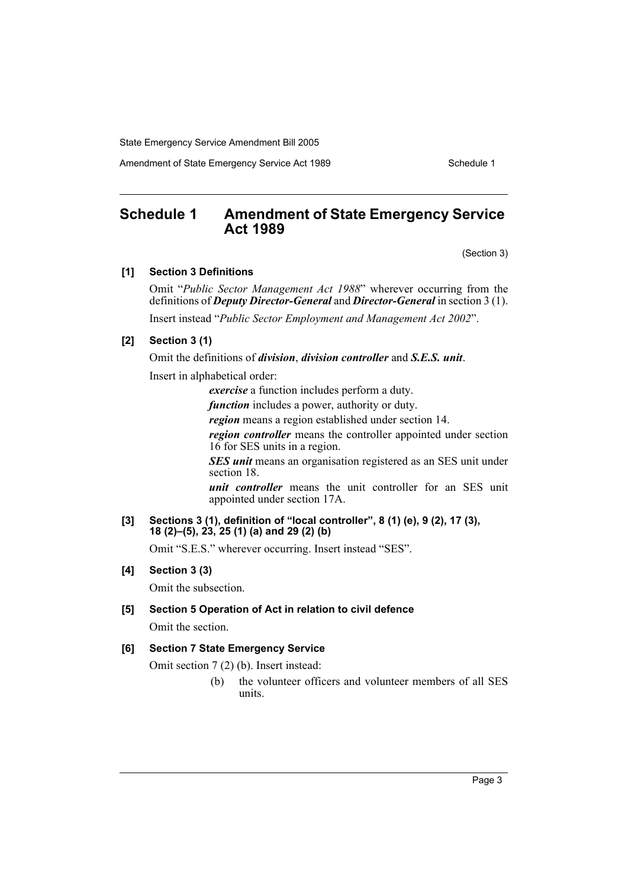## Schedule 1 Amendment of State Emergency Service Act 1989

(Section 3)

**[1] Section 3 Definitions**

Omit "*Public Sector Management Act 1988*" wherever occurring from the definitions of ***Deputy Director-General*** and ***Director-General*** in section 3 (1).

Insert instead "*Public Sector Employment and Management Act 2002*".

**[2] Section 3 (1)**

Omit the definitions of ***division***, ***division controller*** and ***S.E.S. unit***.

Insert in alphabetical order:

> ***exercise*** a function includes perform a duty.
>
> ***function*** includes a power, authority or duty.
>
> ***region*** means a region established under section 14.
>
> ***region controller*** means the controller appointed under section 16 for SES units in a region.
>
> ***SES unit*** means an organisation registered as an SES unit under section 18.
>
> ***unit controller*** means the unit controller for an SES unit appointed under section 17A.

**[3] Sections 3 (1), definition of "local controller", 8 (1) (e), 9 (2), 17 (3), 18 (2)–(5), 23, 25 (1) (a) and 29 (2) (b)**

Omit "S.E.S." wherever occurring. Insert instead "SES".

**[4] Section 3 (3)**

Omit the subsection.

**[5] Section 5 Operation of Act in relation to civil defence**

Omit the section.

**[6] Section 7 State Emergency Service**

Omit section 7 (2) (b). Insert instead:

> (b) the volunteer officers and volunteer members of all SES units.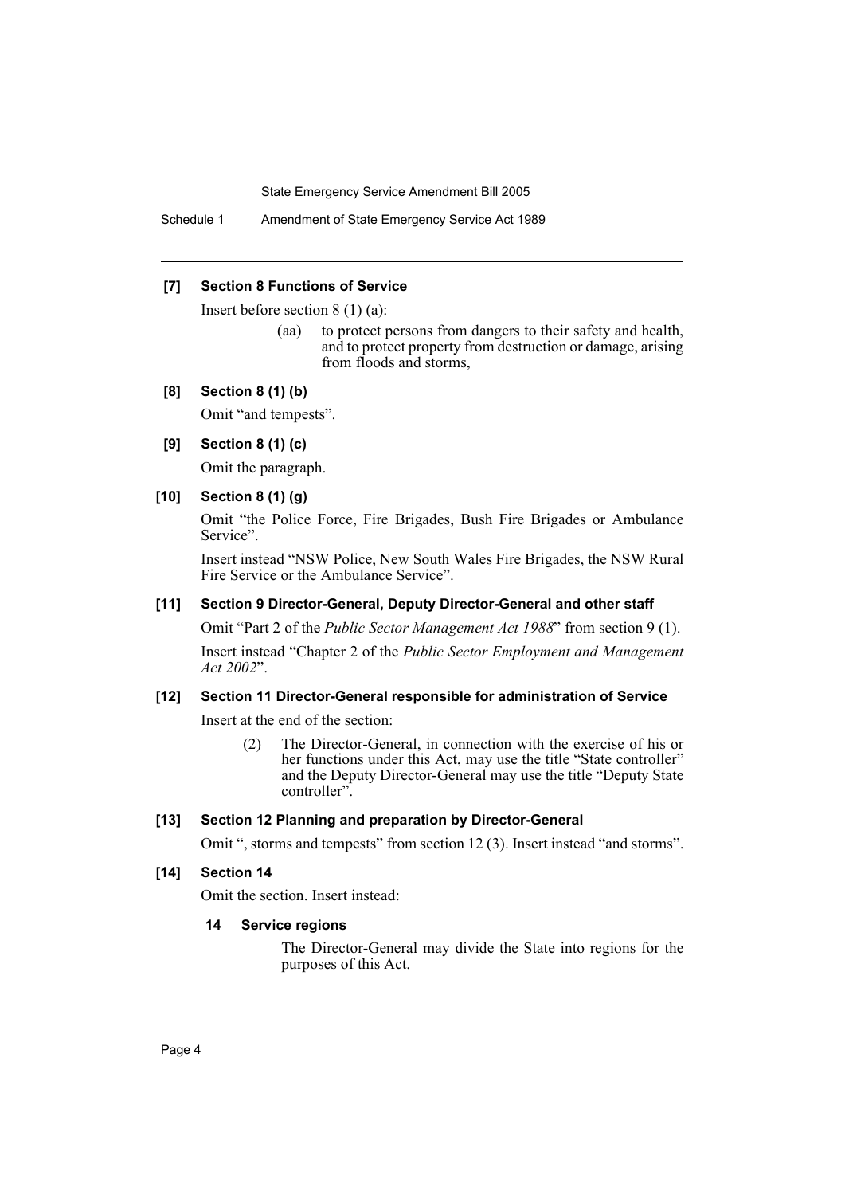#### [7] Section 8 Functions of Service

Insert before section 8 (1) (a):

> (aa) to protect persons from dangers to their safety and health, and to protect property from destruction or damage, arising from floods and storms,

#### [8] Section 8 (1) (b)

Omit "and tempests".

#### [9] Section 8 (1) (c)

Omit the paragraph.

#### [10] Section 8 (1) (g)

Omit "the Police Force, Fire Brigades, Bush Fire Brigades or Ambulance Service".

Insert instead "NSW Police, New South Wales Fire Brigades, the NSW Rural Fire Service or the Ambulance Service".

#### [11] Section 9 Director-General, Deputy Director-General and other staff

Omit "Part 2 of the *Public Sector Management Act 1988*" from section 9 (1).

Insert instead "Chapter 2 of the *Public Sector Employment and Management Act 2002*".

#### [12] Section 11 Director-General responsible for administration of Service

Insert at the end of the section:

> (2) The Director-General, in connection with the exercise of his or her functions under this Act, may use the title "State controller" and the Deputy Director-General may use the title "Deputy State controller".

#### [13] Section 12 Planning and preparation by Director-General

Omit ", storms and tempests" from section 12 (3). Insert instead "and storms".

#### [14] Section 14

Omit the section. Insert instead:

> **14 Service regions**
>
> The Director-General may divide the State into regions for the purposes of this Act.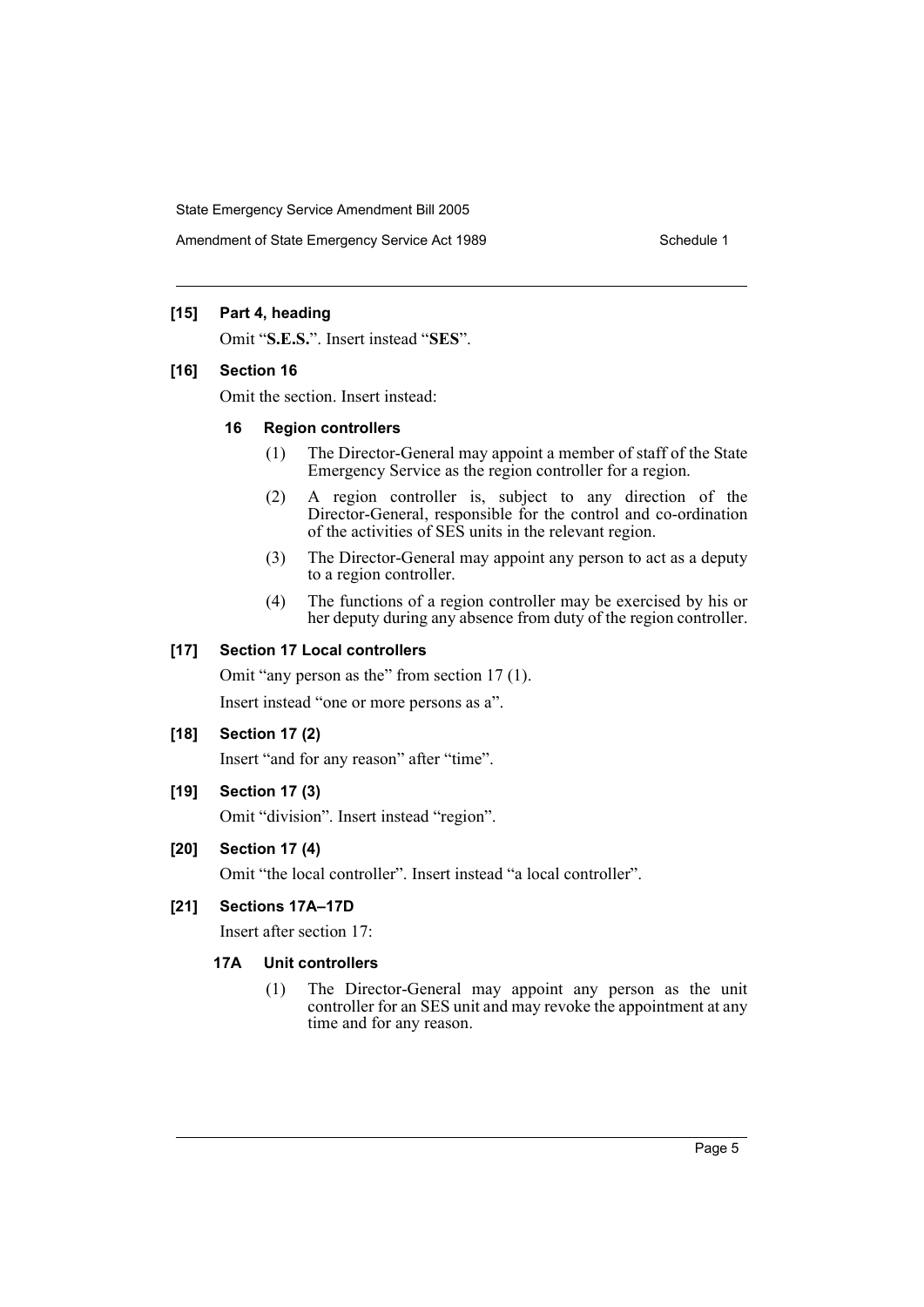**[15] Part 4, heading**

Omit "**S.E.S.**". Insert instead "**SES**".

**[16] Section 16**

Omit the section. Insert instead:

**16 Region controllers**

(1) The Director-General may appoint a member of staff of the State Emergency Service as the region controller for a region.

(2) A region controller is, subject to any direction of the Director-General, responsible for the control and co-ordination of the activities of SES units in the relevant region.

(3) The Director-General may appoint any person to act as a deputy to a region controller.

(4) The functions of a region controller may be exercised by his or her deputy during any absence from duty of the region controller.

**[17] Section 17 Local controllers**

Omit "any person as the" from section 17 (1).

Insert instead "one or more persons as a".

**[18] Section 17 (2)**

Insert "and for any reason" after "time".

**[19] Section 17 (3)**

Omit "division". Insert instead "region".

**[20] Section 17 (4)**

Omit "the local controller". Insert instead "a local controller".

**[21] Sections 17A–17D**

Insert after section 17:

**17A Unit controllers**

(1) The Director-General may appoint any person as the unit controller for an SES unit and may revoke the appointment at any time and for any reason.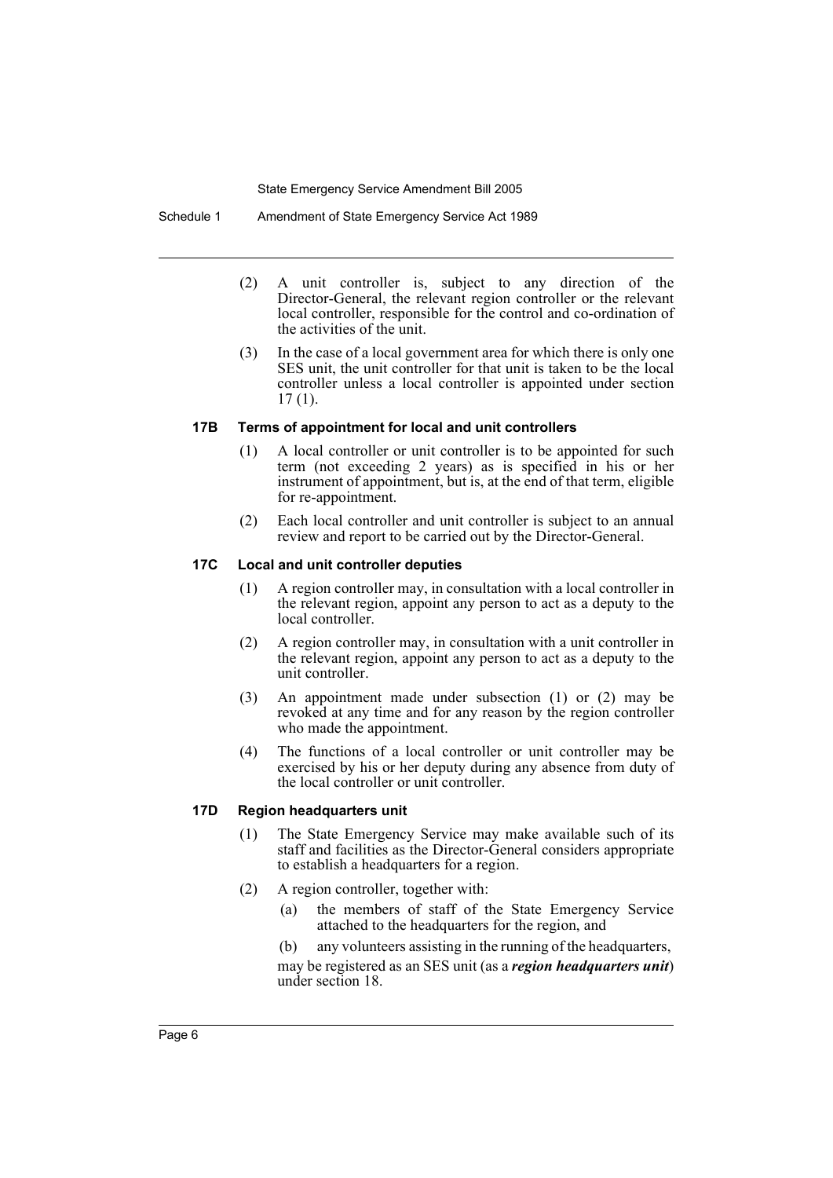(2) A unit controller is, subject to any direction of the Director-General, the relevant region controller or the relevant local controller, responsible for the control and co-ordination of the activities of the unit.

(3) In the case of a local government area for which there is only one SES unit, the unit controller for that unit is taken to be the local controller unless a local controller is appointed under section 17 (1).

#### 17B Terms of appointment for local and unit controllers

(1) A local controller or unit controller is to be appointed for such term (not exceeding 2 years) as is specified in his or her instrument of appointment, but is, at the end of that term, eligible for re-appointment.

(2) Each local controller and unit controller is subject to an annual review and report to be carried out by the Director-General.

#### 17C Local and unit controller deputies

(1) A region controller may, in consultation with a local controller in the relevant region, appoint any person to act as a deputy to the local controller.

(2) A region controller may, in consultation with a unit controller in the relevant region, appoint any person to act as a deputy to the unit controller.

(3) An appointment made under subsection (1) or (2) may be revoked at any time and for any reason by the region controller who made the appointment.

(4) The functions of a local controller or unit controller may be exercised by his or her deputy during any absence from duty of the local controller or unit controller.

#### 17D Region headquarters unit

(1) The State Emergency Service may make available such of its staff and facilities as the Director-General considers appropriate to establish a headquarters for a region.

(2) A region controller, together with:

(a) the members of staff of the State Emergency Service attached to the headquarters for the region, and

(b) any volunteers assisting in the running of the headquarters,

may be registered as an SES unit (as a ***region headquarters unit***) under section 18.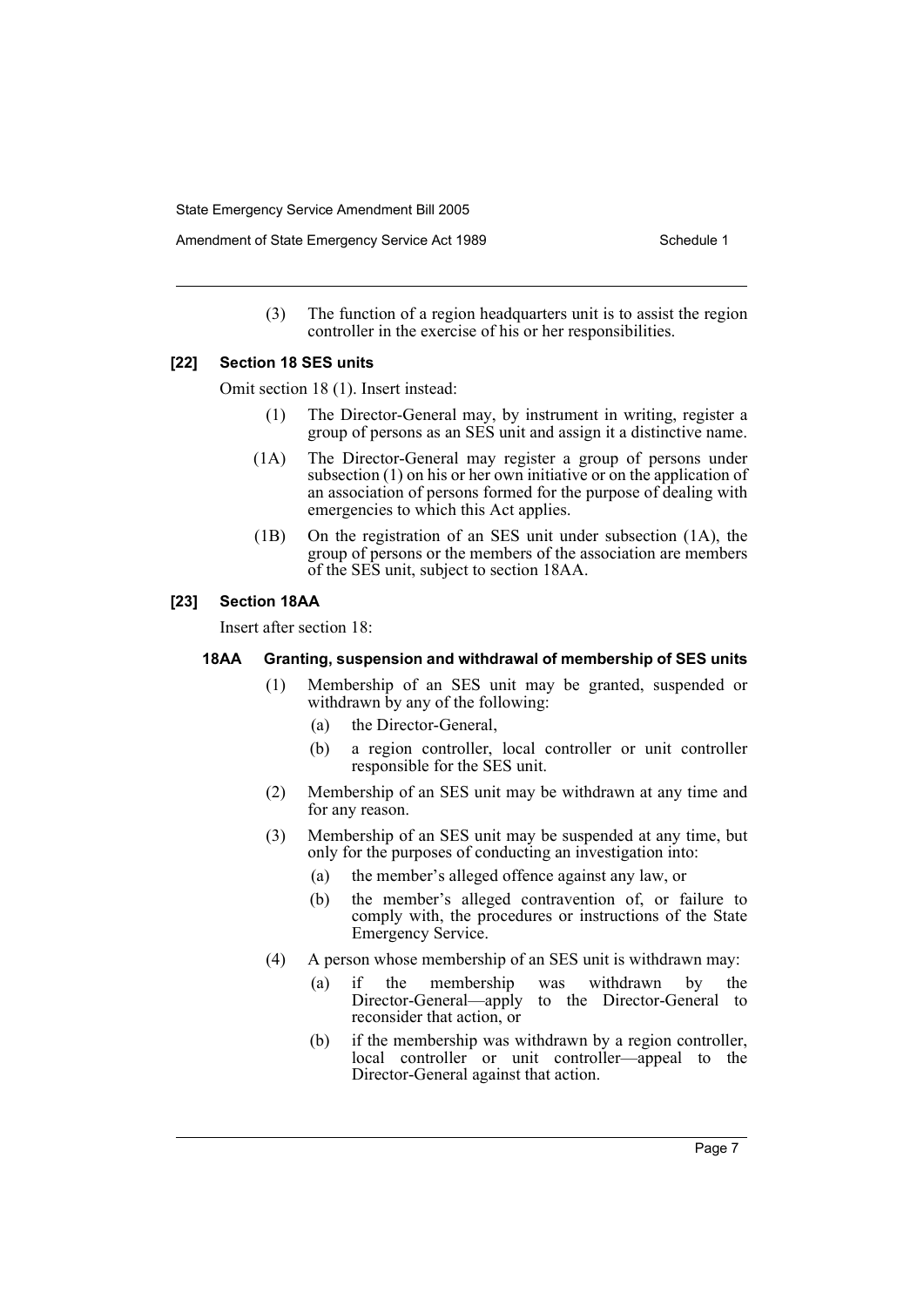(3) The function of a region headquarters unit is to assist the region controller in the exercise of his or her responsibilities.

### [22] Section 18 SES units

Omit section 18 (1). Insert instead:

(1) The Director-General may, by instrument in writing, register a group of persons as an SES unit and assign it a distinctive name.

(1A) The Director-General may register a group of persons under subsection (1) on his or her own initiative or on the application of an association of persons formed for the purpose of dealing with emergencies to which this Act applies.

(1B) On the registration of an SES unit under subsection (1A), the group of persons or the members of the association are members of the SES unit, subject to section 18AA.

### [23] Section 18AA

Insert after section 18:

#### 18AA Granting, suspension and withdrawal of membership of SES units

(1) Membership of an SES unit may be granted, suspended or withdrawn by any of the following:

- (a) the Director-General,
- (b) a region controller, local controller or unit controller responsible for the SES unit.

(2) Membership of an SES unit may be withdrawn at any time and for any reason.

(3) Membership of an SES unit may be suspended at any time, but only for the purposes of conducting an investigation into:

- (a) the member's alleged offence against any law, or
- (b) the member's alleged contravention of, or failure to comply with, the procedures or instructions of the State Emergency Service.

(4) A person whose membership of an SES unit is withdrawn may:

- (a) if the membership was withdrawn by the Director-General—apply to the Director-General to reconsider that action, or
- (b) if the membership was withdrawn by a region controller, local controller or unit controller—appeal to the Director-General against that action.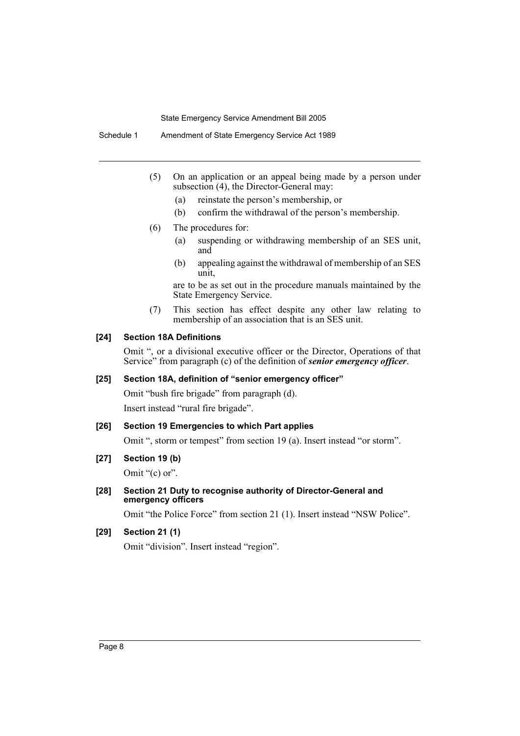(5) On an application or an appeal being made by a person under subsection (4), the Director-General may:

(a) reinstate the person's membership, or

(b) confirm the withdrawal of the person's membership.

(6) The procedures for:

(a) suspending or withdrawing membership of an SES unit, and

(b) appealing against the withdrawal of membership of an SES unit,

are to be as set out in the procedure manuals maintained by the State Emergency Service.

(7) This section has effect despite any other law relating to membership of an association that is an SES unit.

#### [24] Section 18A Definitions

Omit ", or a divisional executive officer or the Director, Operations of that Service" from paragraph (c) of the definition of ***senior emergency officer***.

#### [25] Section 18A, definition of "senior emergency officer"

Omit "bush fire brigade" from paragraph (d).

Insert instead "rural fire brigade".

#### [26] Section 19 Emergencies to which Part applies

Omit ", storm or tempest" from section 19 (a). Insert instead "or storm".

#### [27] Section 19 (b)

Omit "(c) or".

#### [28] Section 21 Duty to recognise authority of Director-General and emergency officers

Omit "the Police Force" from section 21 (1). Insert instead "NSW Police".

#### [29] Section 21 (1)

Omit "division". Insert instead "region".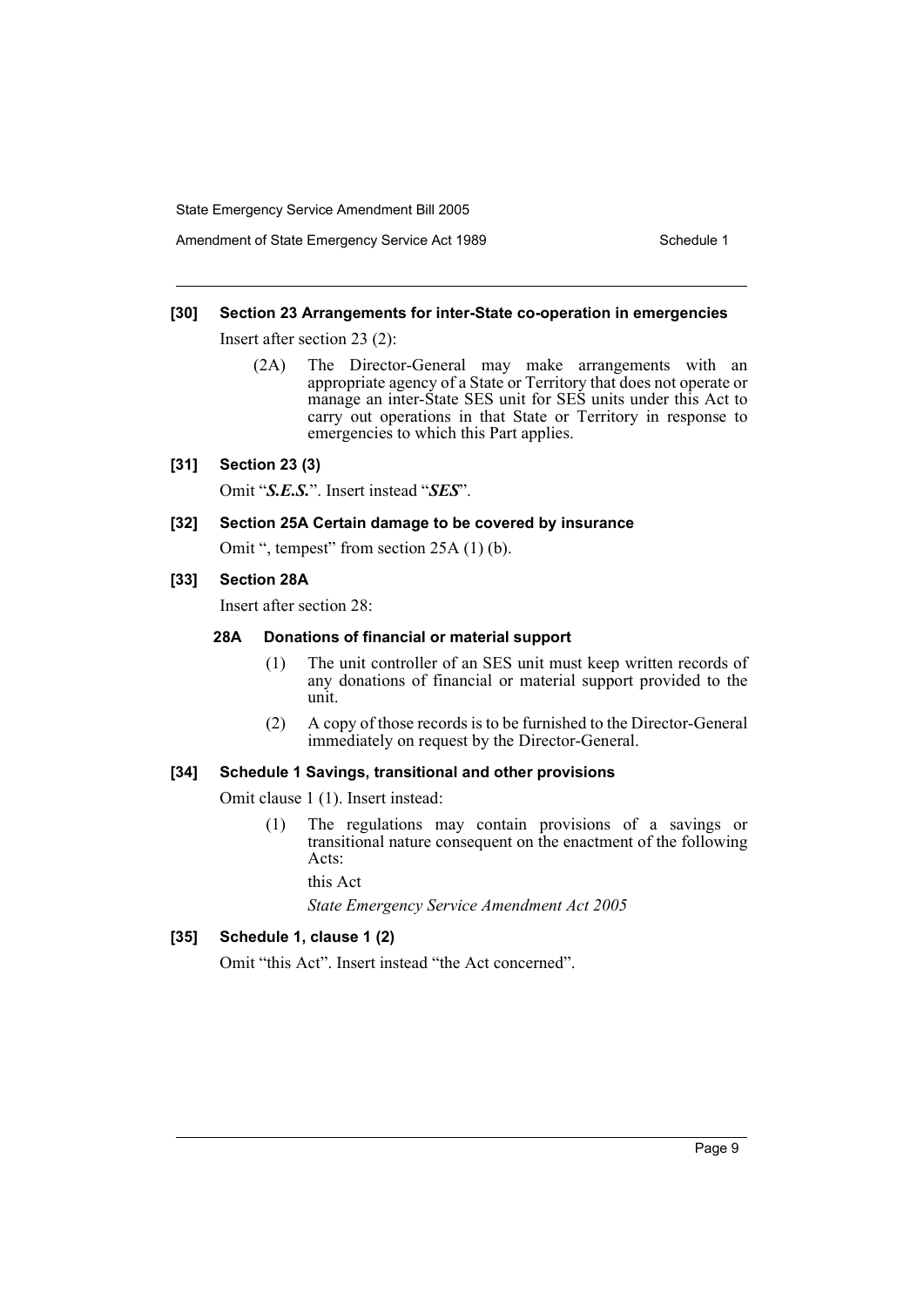**[30] Section 23 Arrangements for inter-State co-operation in emergencies**

Insert after section 23 (2):

(2A) The Director-General may make arrangements with an appropriate agency of a State or Territory that does not operate or manage an inter-State SES unit for SES units under this Act to carry out operations in that State or Territory in response to emergencies to which this Part applies.

**[31] Section 23 (3)**

Omit "***S.E.S.***". Insert instead "***SES***".

**[32] Section 25A Certain damage to be covered by insurance**

Omit ", tempest" from section 25A (1) (b).

**[33] Section 28A**

Insert after section 28:

**28A Donations of financial or material support**

(1) The unit controller of an SES unit must keep written records of any donations of financial or material support provided to the unit.

(2) A copy of those records is to be furnished to the Director-General immediately on request by the Director-General.

**[34] Schedule 1 Savings, transitional and other provisions**

Omit clause 1 (1). Insert instead:

(1) The regulations may contain provisions of a savings or transitional nature consequent on the enactment of the following Acts:

this Act

*State Emergency Service Amendment Act 2005*

**[35] Schedule 1, clause 1 (2)**

Omit "this Act". Insert instead "the Act concerned".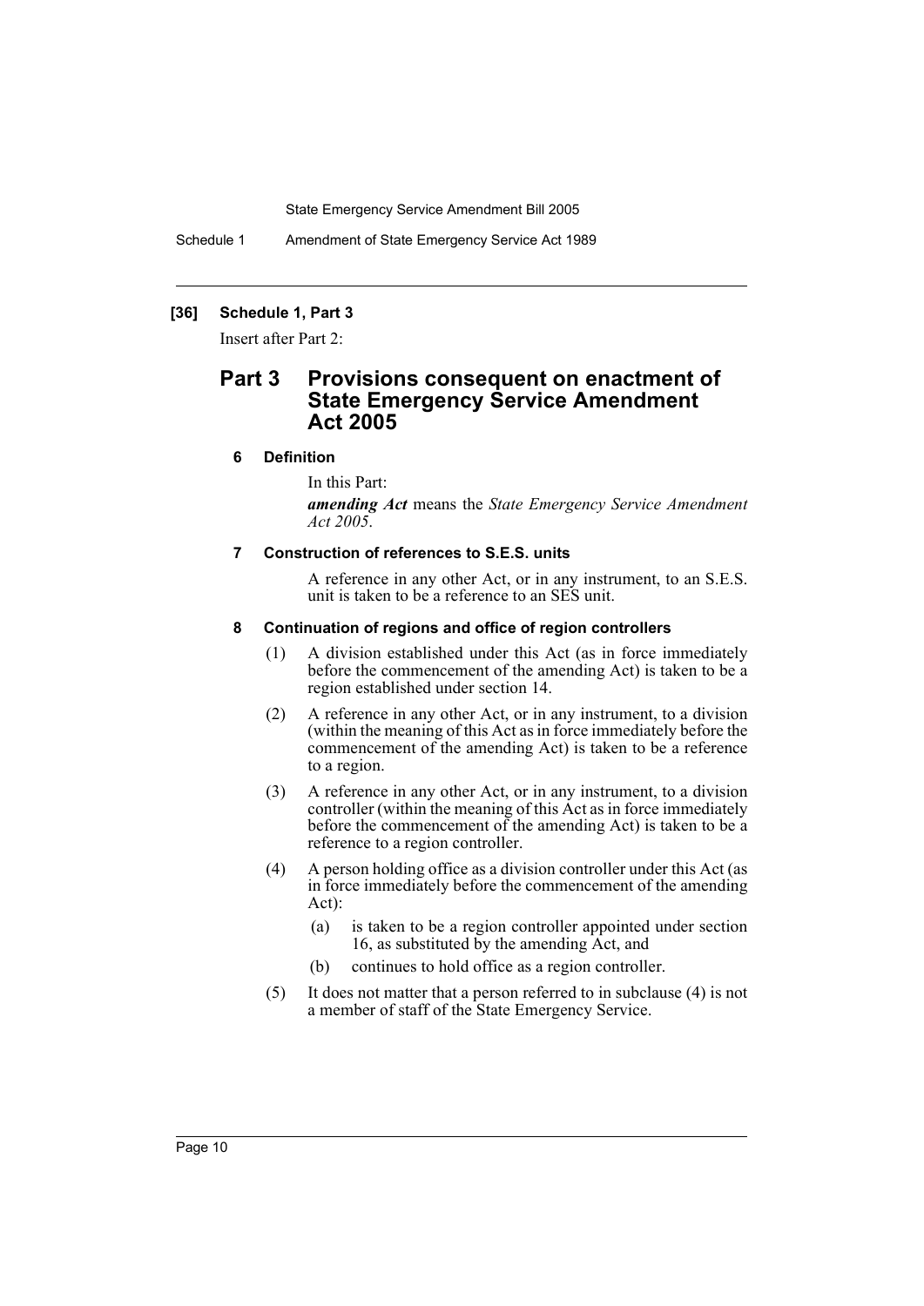**[36] Schedule 1, Part 3**

Insert after Part 2:

## Part 3 Provisions consequent on enactment of State Emergency Service Amendment Act 2005

### 6 Definition

In this Part:

***amending Act*** means the *State Emergency Service Amendment Act 2005*.

### 7 Construction of references to S.E.S. units

A reference in any other Act, or in any instrument, to an S.E.S. unit is taken to be a reference to an SES unit.

### 8 Continuation of regions and office of region controllers

(1) A division established under this Act (as in force immediately before the commencement of the amending Act) is taken to be a region established under section 14.

(2) A reference in any other Act, or in any instrument, to a division (within the meaning of this Act as in force immediately before the commencement of the amending Act) is taken to be a reference to a region.

(3) A reference in any other Act, or in any instrument, to a division controller (within the meaning of this Act as in force immediately before the commencement of the amending Act) is taken to be a reference to a region controller.

(4) A person holding office as a division controller under this Act (as in force immediately before the commencement of the amending Act):

- (a) is taken to be a region controller appointed under section 16, as substituted by the amending Act, and
- (b) continues to hold office as a region controller.

(5) It does not matter that a person referred to in subclause (4) is not a member of staff of the State Emergency Service.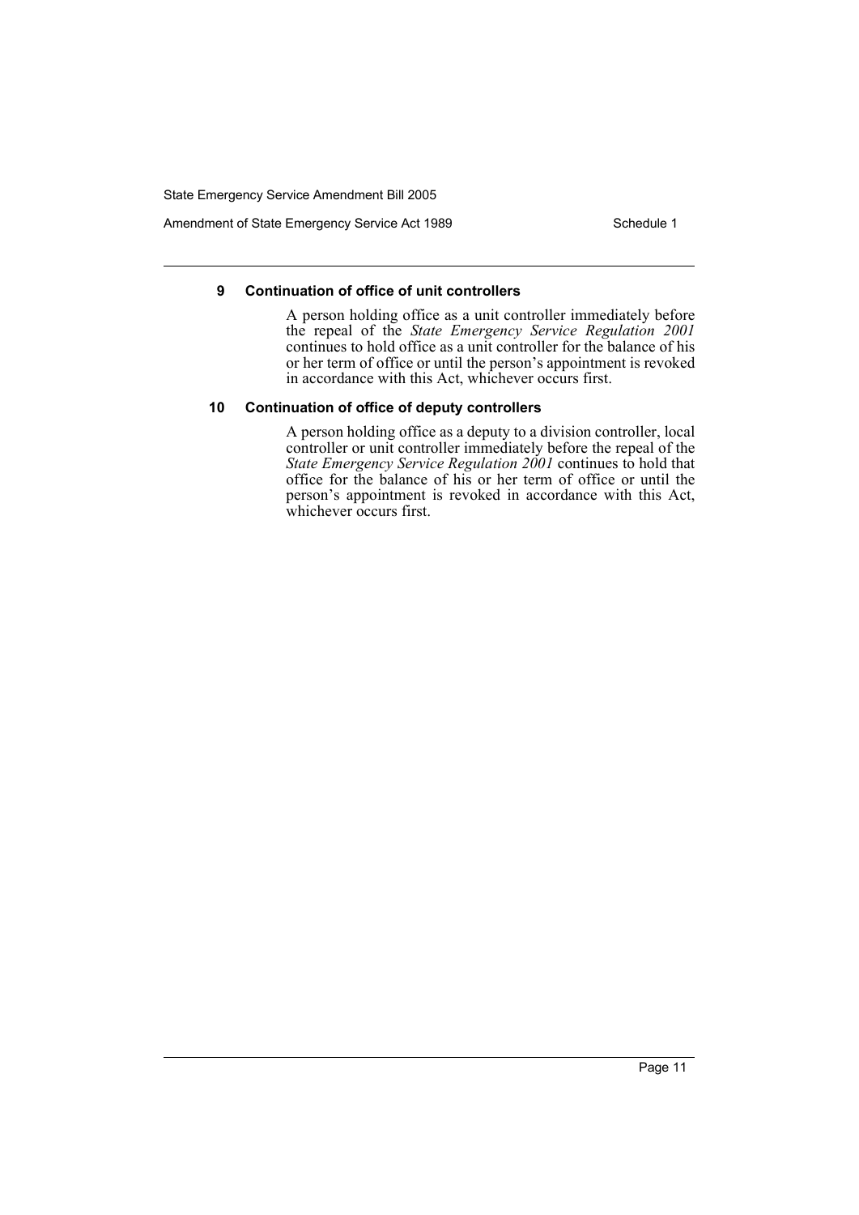### 9 Continuation of office of unit controllers

A person holding office as a unit controller immediately before the repeal of the *State Emergency Service Regulation 2001* continues to hold office as a unit controller for the balance of his or her term of office or until the person's appointment is revoked in accordance with this Act, whichever occurs first.

### 10 Continuation of office of deputy controllers

A person holding office as a deputy to a division controller, local controller or unit controller immediately before the repeal of the *State Emergency Service Regulation 2001* continues to hold that office for the balance of his or her term of office or until the person's appointment is revoked in accordance with this Act, whichever occurs first.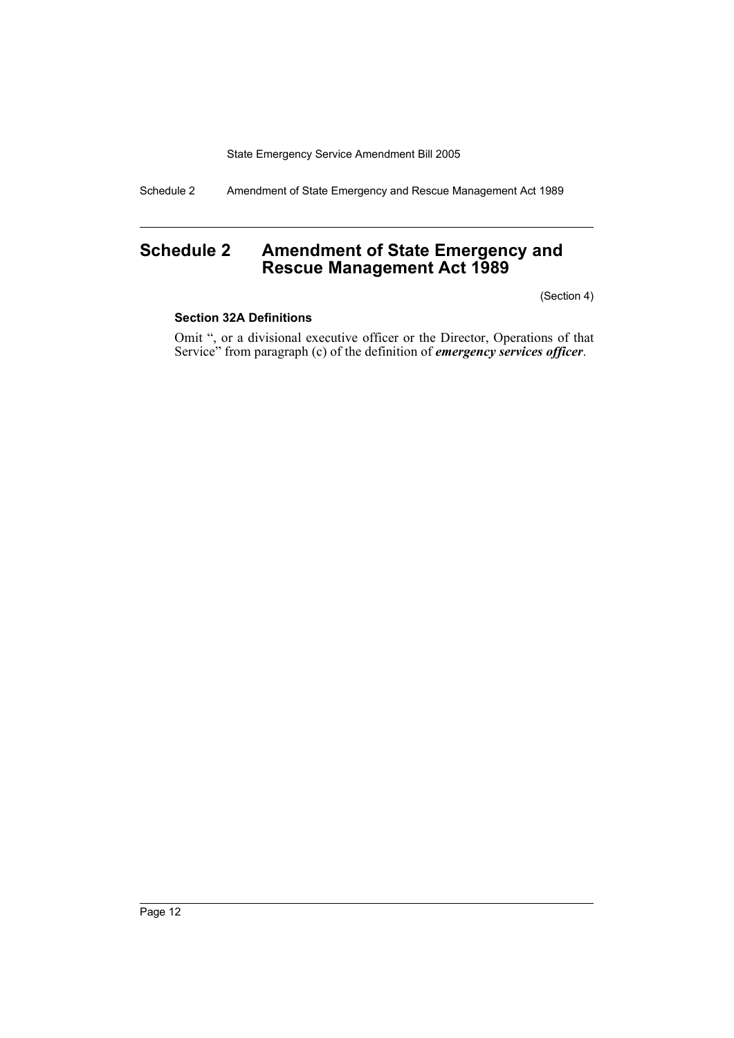# Schedule 2 Amendment of State Emergency and Rescue Management Act 1989

(Section 4)

### Section 32A Definitions

Omit ", or a divisional executive officer or the Director, Operations of that Service" from paragraph (c) of the definition of ***emergency services officer***.